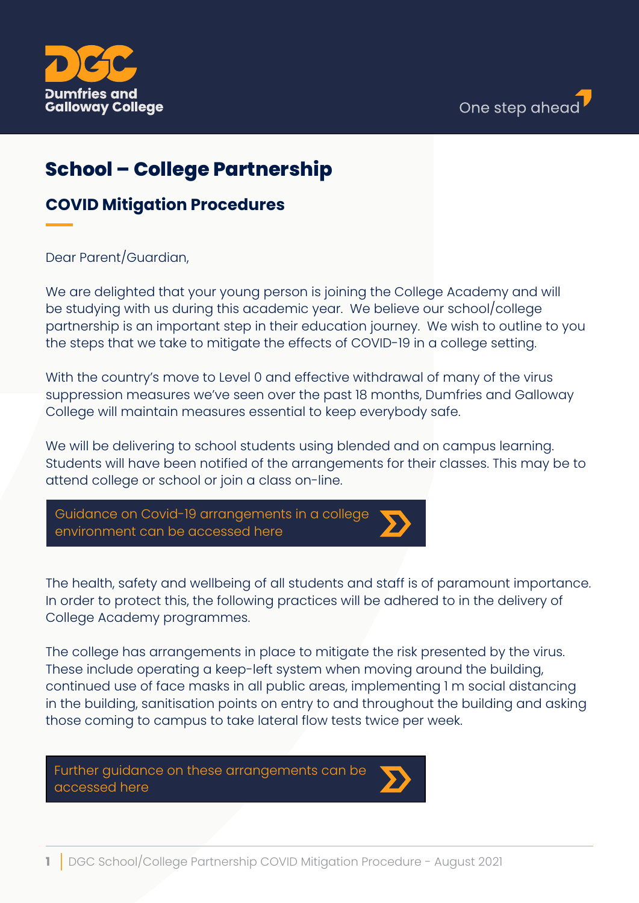# School – College Partnership

## COVID Mitigation Procedures

Dear Parent/Guardian,

We are delighted that your young person is joining the College Academy and will be studying with us during this academic year. We believe our school/college partnership is an important step in their education journey. We wish to outline to you the steps that we take to mitigate the effects of COVID-19 in a college setting.

With the country's move to Level 0 and effective withdrawal of many of the virus suppression measures we've seen over the past 18 months, Dumfries and Galloway College will maintain measures essential to keep everybody safe.

We will be delivering to school students using blended and on campus learning. Students will have been notified of the arrangements for their classes. This may be to attend college or school or join a class on-line.

Guidance on Covid-19 arrangements in a college environment can be accessed here

The health, safety and wellbeing of all students and staff is of paramount importance. In order to protect this, the following practices will be adhered to in the delivery of College Academy programmes.

The college has arrangements in place to mitigate the risk presented by the virus. These include operating a keep-left system when moving around the building, continued use of face masks in all public areas, implementing 1 m social distancing in the building, sanitisation points on entry to and throughout the building and asking those coming to campus to take lateral flow tests twice per week.

Further guidance on these arrangements can be accessed here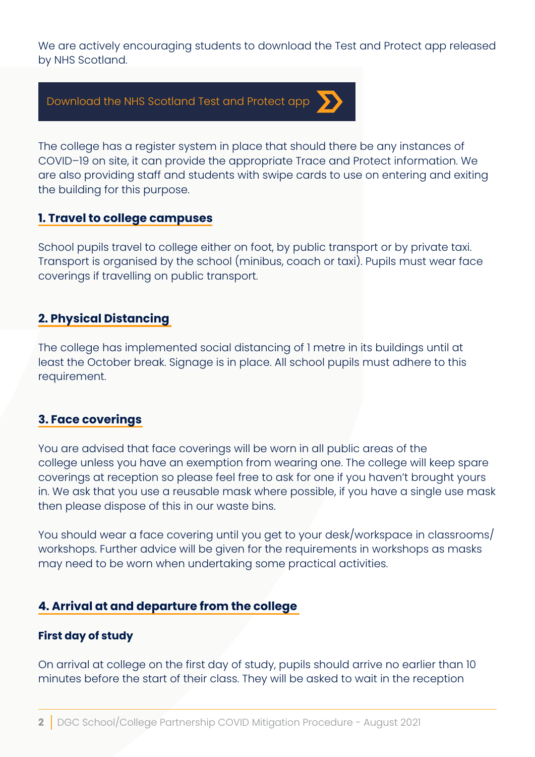We are actively encouraging students to download the Test and Protect app released by NHS Scotland.

Download the NHS Scotland Test and Protect app

The college has a register system in place that should there be any instances of COVID–19 on site, it can provide the appropriate Trace and Protect information. We are also providing staff and students with swipe cards to use on entering and exiting the building for this purpose.

## 1. Travel to college campuses

School pupils travel to college either on foot, by public transport or by private taxi. Transport is organised by the school (minibus, coach or taxi). Pupils must wear face coverings if travelling on public transport.

## 2. Physical Distancing

The college has implemented social distancing of 1 metre in its buildings until at least the October break. Signage is in place. All school pupils must adhere to this requirement.

## 3. Face coverings

You are advised that face coverings will be worn in all public areas of the college unless you have an exemption from wearing one. The college will keep spare coverings at reception so please feel free to ask for one if you haven't brought yours in. We ask that you use a reusable mask where possible, if you have a single use mask then please dispose of this in our waste bins.

You should wear a face covering until you get to your desk/workspace in classrooms/ workshops. Further advice will be given for the requirements in workshops as masks may need to be worn when undertaking some practical activities.

## 4. Arrival at and departure from the college

### First day of study

On arrival at college on the first day of study, pupils should arrive no earlier than 10 minutes before the start of their class. They will be asked to wait in the reception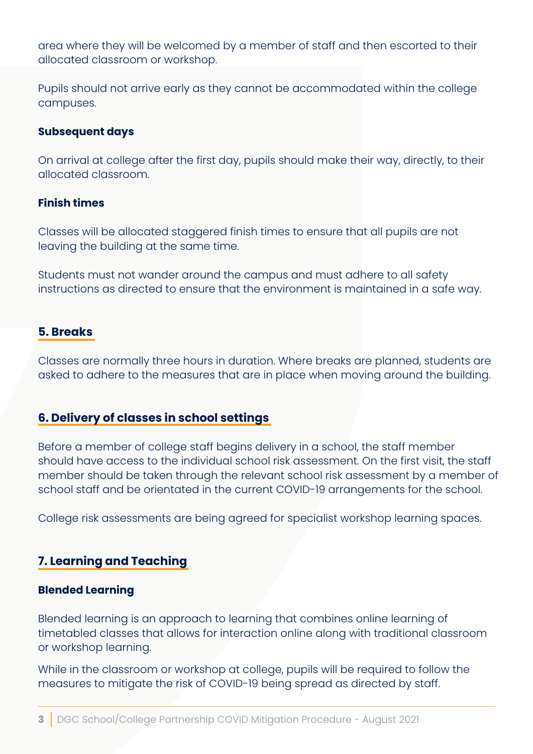area where they will be welcomed by a member of staff and then escorted to their allocated classroom or workshop.

Pupils should not arrive early as they cannot be accommodated within the college campuses.

**Subsequent days**

On arrival at college after the first day, pupils should make their way, directly, to their allocated classroom.

**Finish times**

Classes will be allocated staggered finish times to ensure that all pupils are not leaving the building at the same time.

Students must not wander around the campus and must adhere to all safety instructions as directed to ensure that the environment is maintained in a safe way.

## 5. Breaks

Classes are normally three hours in duration. Where breaks are planned, students are asked to adhere to the measures that are in place when moving around the building.

## 6. Delivery of classes in school settings

Before a member of college staff begins delivery in a school, the staff member should have access to the individual school risk assessment. On the first visit, the staff member should be taken through the relevant school risk assessment by a member of school staff and be orientated in the current COVID-19 arrangements for the school.

College risk assessments are being agreed for specialist workshop learning spaces.

## 7. Learning and Teaching

**Blended Learning**

Blended learning is an approach to learning that combines online learning of timetabled classes that allows for interaction online along with traditional classroom or workshop learning.

While in the classroom or workshop at college, pupils will be required to follow the measures to mitigate the risk of COVID-19 being spread as directed by staff.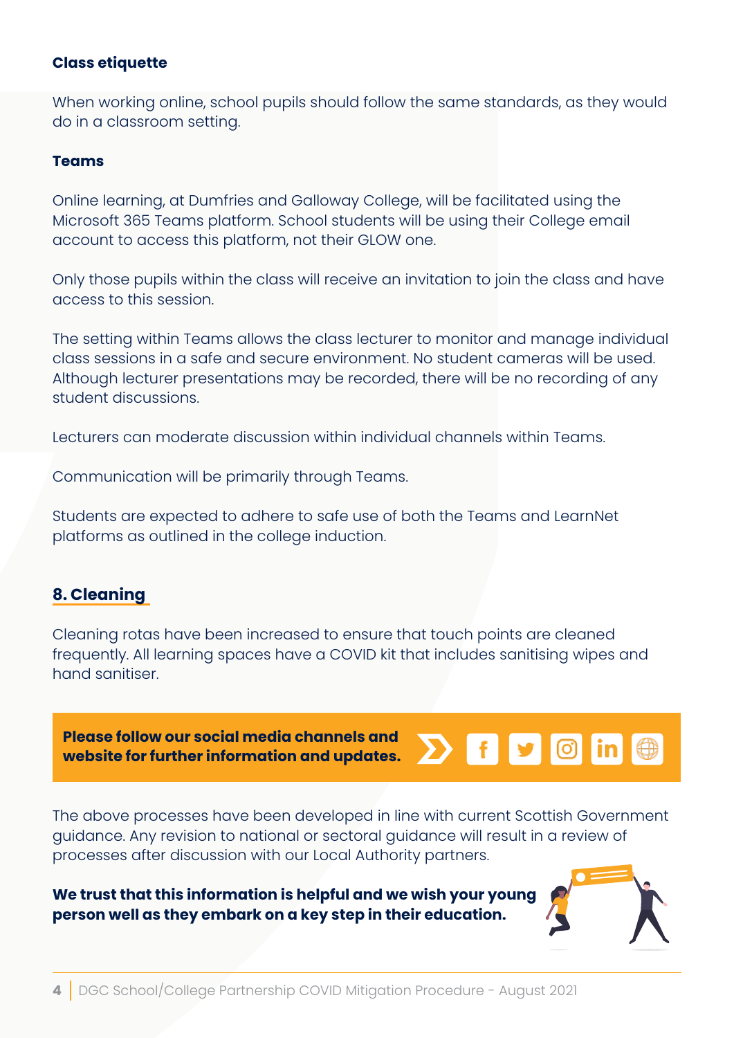**Class etiquette**

When working online, school pupils should follow the same standards, as they would do in a classroom setting.

**Teams**

Online learning, at Dumfries and Galloway College, will be facilitated using the Microsoft 365 Teams platform. School students will be using their College email account to access this platform, not their GLOW one.

Only those pupils within the class will receive an invitation to join the class and have access to this session.

The setting within Teams allows the class lecturer to monitor and manage individual class sessions in a safe and secure environment. No student cameras will be used. Although lecturer presentations may be recorded, there will be no recording of any student discussions.

Lecturers can moderate discussion within individual channels within Teams.

Communication will be primarily through Teams.

Students are expected to adhere to safe use of both the Teams and LearnNet platforms as outlined in the college induction.

## 8. Cleaning

Cleaning rotas have been increased to ensure that touch points are cleaned frequently. All learning spaces have a COVID kit that includes sanitising wipes and hand sanitiser.

**Please follow our social media channels and website for further information and updates.**

The above processes have been developed in line with current Scottish Government guidance. Any revision to national or sectoral guidance will result in a review of processes after discussion with our Local Authority partners.

**We trust that this information is helpful and we wish your young person well as they embark on a key step in their education.**